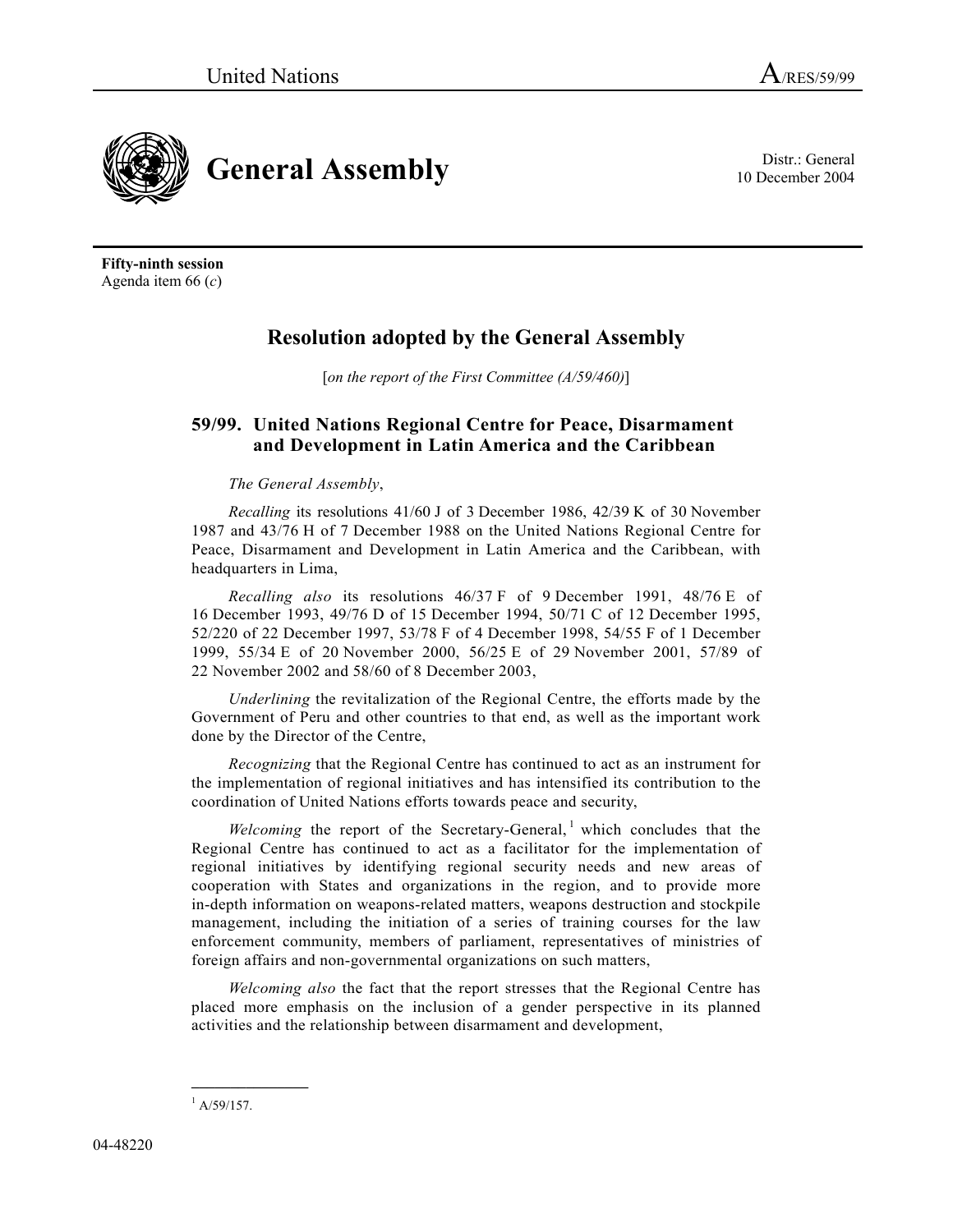United Nations A/RES/59/99

# General Assembly

Distr.: General
10 December 2004

**Fifty-ninth session**
Agenda item 66 (*c*)

## Resolution adopted by the General Assembly

[*on the report of the First Committee (A/59/460)*]

### 59/99. United Nations Regional Centre for Peace, Disarmament and Development in Latin America and the Caribbean

*The General Assembly*,

*Recalling* its resolutions 41/60 J of 3 December 1986, 42/39 K of 30 November 1987 and 43/76 H of 7 December 1988 on the United Nations Regional Centre for Peace, Disarmament and Development in Latin America and the Caribbean, with headquarters in Lima,

*Recalling also* its resolutions 46/37 F of 9 December 1991, 48/76 E of 16 December 1993, 49/76 D of 15 December 1994, 50/71 C of 12 December 1995, 52/220 of 22 December 1997, 53/78 F of 4 December 1998, 54/55 F of 1 December 1999, 55/34 E of 20 November 2000, 56/25 E of 29 November 2001, 57/89 of 22 November 2002 and 58/60 of 8 December 2003,

*Underlining* the revitalization of the Regional Centre, the efforts made by the Government of Peru and other countries to that end, as well as the important work done by the Director of the Centre,

*Recognizing* that the Regional Centre has continued to act as an instrument for the implementation of regional initiatives and has intensified its contribution to the coordination of United Nations efforts towards peace and security,

*Welcoming* the report of the Secretary-General,[1] which concludes that the Regional Centre has continued to act as a facilitator for the implementation of regional initiatives by identifying regional security needs and new areas of cooperation with States and organizations in the region, and to provide more in-depth information on weapons-related matters, weapons destruction and stockpile management, including the initiation of a series of training courses for the law enforcement community, members of parliament, representatives of ministries of foreign affairs and non-governmental organizations on such matters,

*Welcoming also* the fact that the report stresses that the Regional Centre has placed more emphasis on the inclusion of a gender perspective in its planned activities and the relationship between disarmament and development,

---

[1] A/59/157.

04-48220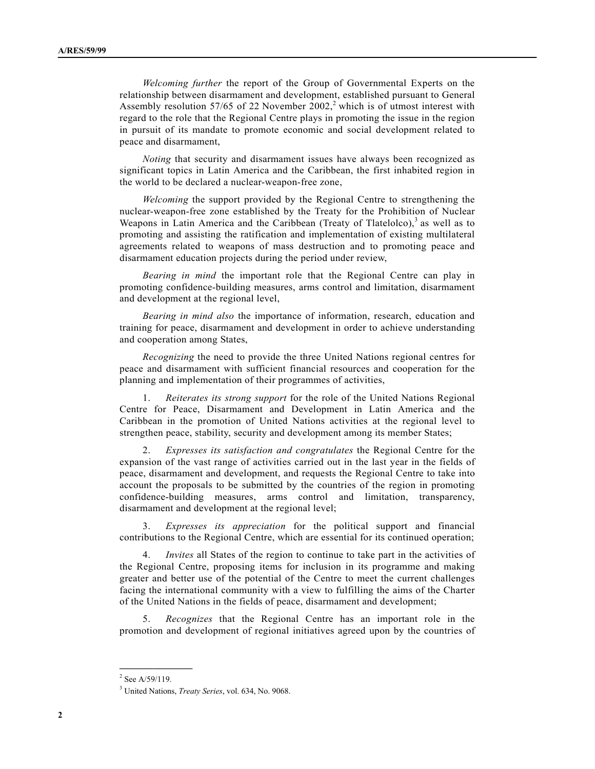*Welcoming further* the report of the Group of Governmental Experts on the relationship between disarmament and development, established pursuant to General Assembly resolution 57/65 of 22 November 2002,[2] which is of utmost interest with regard to the role that the Regional Centre plays in promoting the issue in the region in pursuit of its mandate to promote economic and social development related to peace and disarmament,

*Noting* that security and disarmament issues have always been recognized as significant topics in Latin America and the Caribbean, the first inhabited region in the world to be declared a nuclear-weapon-free zone,

*Welcoming* the support provided by the Regional Centre to strengthening the nuclear-weapon-free zone established by the Treaty for the Prohibition of Nuclear Weapons in Latin America and the Caribbean (Treaty of Tlatelolco),[3] as well as to promoting and assisting the ratification and implementation of existing multilateral agreements related to weapons of mass destruction and to promoting peace and disarmament education projects during the period under review,

*Bearing in mind* the important role that the Regional Centre can play in promoting confidence-building measures, arms control and limitation, disarmament and development at the regional level,

*Bearing in mind also* the importance of information, research, education and training for peace, disarmament and development in order to achieve understanding and cooperation among States,

*Recognizing* the need to provide the three United Nations regional centres for peace and disarmament with sufficient financial resources and cooperation for the planning and implementation of their programmes of activities,

1. *Reiterates its strong support* for the role of the United Nations Regional Centre for Peace, Disarmament and Development in Latin America and the Caribbean in the promotion of United Nations activities at the regional level to strengthen peace, stability, security and development among its member States;

2. *Expresses its satisfaction and congratulates* the Regional Centre for the expansion of the vast range of activities carried out in the last year in the fields of peace, disarmament and development, and requests the Regional Centre to take into account the proposals to be submitted by the countries of the region in promoting confidence-building measures, arms control and limitation, transparency, disarmament and development at the regional level;

3. *Expresses its appreciation* for the political support and financial contributions to the Regional Centre, which are essential for its continued operation;

4. *Invites* all States of the region to continue to take part in the activities of the Regional Centre, proposing items for inclusion in its programme and making greater and better use of the potential of the Centre to meet the current challenges facing the international community with a view to fulfilling the aims of the Charter of the United Nations in the fields of peace, disarmament and development;

5. *Recognizes* that the Regional Centre has an important role in the promotion and development of regional initiatives agreed upon by the countries of

---

[2] See A/59/119.

[3] United Nations, *Treaty Series*, vol. 634, No. 9068.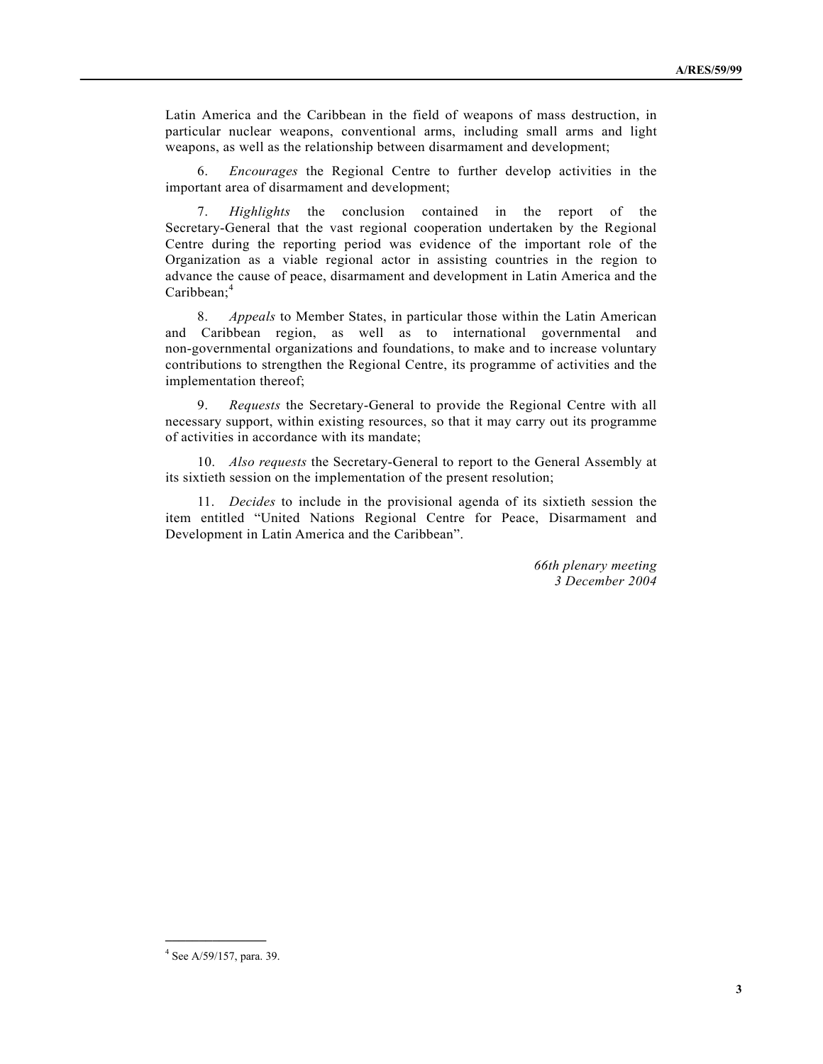Latin America and the Caribbean in the field of weapons of mass destruction, in particular nuclear weapons, conventional arms, including small arms and light weapons, as well as the relationship between disarmament and development;

6. *Encourages* the Regional Centre to further develop activities in the important area of disarmament and development;

7. *Highlights* the conclusion contained in the report of the Secretary-General that the vast regional cooperation undertaken by the Regional Centre during the reporting period was evidence of the important role of the Organization as a viable regional actor in assisting countries in the region to advance the cause of peace, disarmament and development in Latin America and the Caribbean;[4]

8. *Appeals* to Member States, in particular those within the Latin American and Caribbean region, as well as to international governmental and non-governmental organizations and foundations, to make and to increase voluntary contributions to strengthen the Regional Centre, its programme of activities and the implementation thereof;

9. *Requests* the Secretary-General to provide the Regional Centre with all necessary support, within existing resources, so that it may carry out its programme of activities in accordance with its mandate;

10. *Also requests* the Secretary-General to report to the General Assembly at its sixtieth session on the implementation of the present resolution;

11. *Decides* to include in the provisional agenda of its sixtieth session the item entitled "United Nations Regional Centre for Peace, Disarmament and Development in Latin America and the Caribbean".

*66th plenary meeting*
*3 December 2004*

---

[4] See A/59/157, para. 39.